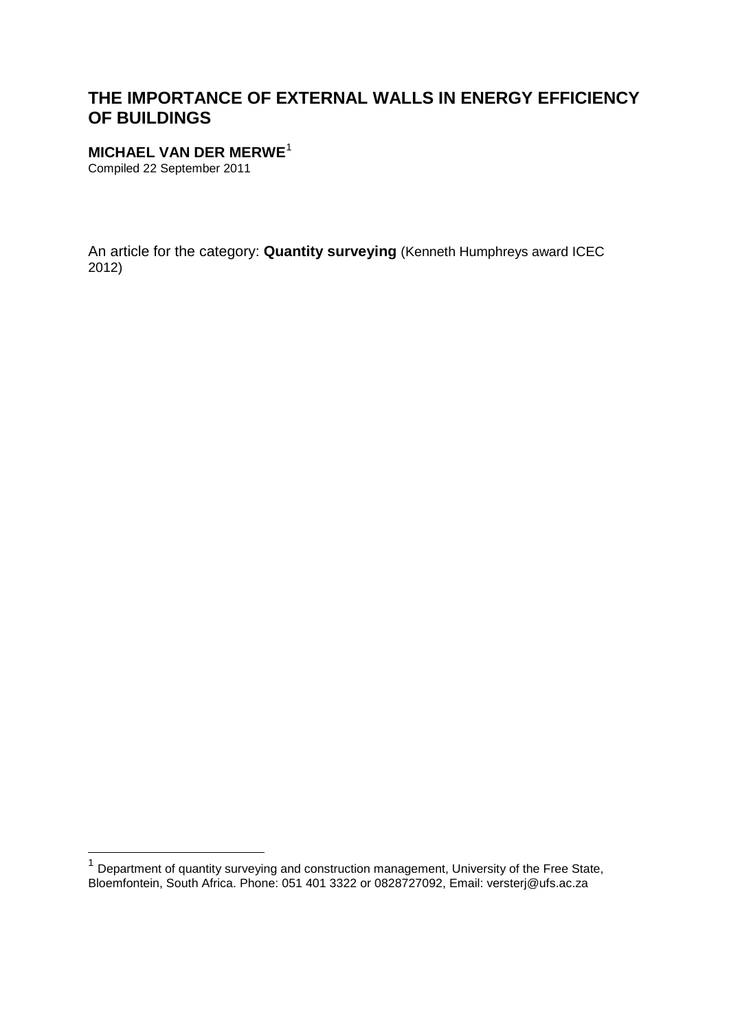# THE IMPORTANCE OF EXTERNAL WALLS IN ENERGY EFFICIENCY OF BUILDINGS

**MICHAEL VAN DER MERWE**[1]

Compiled 22 September 2011

An article for the category: **Quantity surveying** (Kenneth Humphreys award ICEC 2012)

---

[1] Department of quantity surveying and construction management, University of the Free State, Bloemfontein, South Africa. Phone: 051 401 3322 or 0828727092, Email: versterj@ufs.ac.za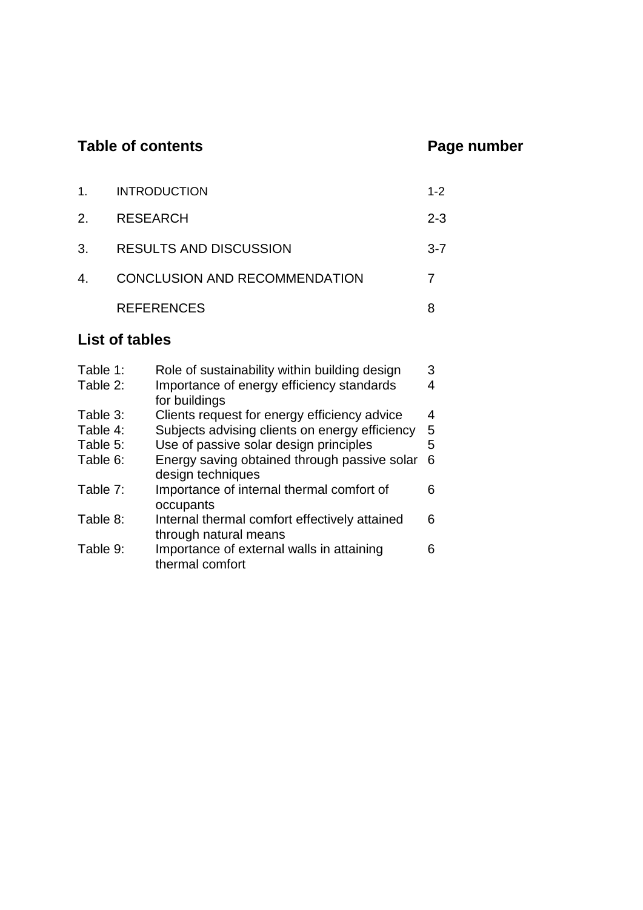## Table of contents

| | | Page number |
|---|---|---|
| 1. | INTRODUCTION | 1-2 |
| 2. | RESEARCH | 2-3 |
| 3. | RESULTS AND DISCUSSION | 3-7 |
| 4. | CONCLUSION AND RECOMMENDATION | 7 |
| | REFERENCES | 8 |

## List of tables

| | | |
|---|---|---|
| Table 1: | Role of sustainability within building design | 3 |
| Table 2: | Importance of energy efficiency standards for buildings | 4 |
| Table 3: | Clients request for energy efficiency advice | 4 |
| Table 4: | Subjects advising clients on energy efficiency | 5 |
| Table 5: | Use of passive solar design principles | 5 |
| Table 6: | Energy saving obtained through passive solar design techniques | 6 |
| Table 7: | Importance of internal thermal comfort of occupants | 6 |
| Table 8: | Internal thermal comfort effectively attained through natural means | 6 |
| Table 9: | Importance of external walls in attaining thermal comfort | 6 |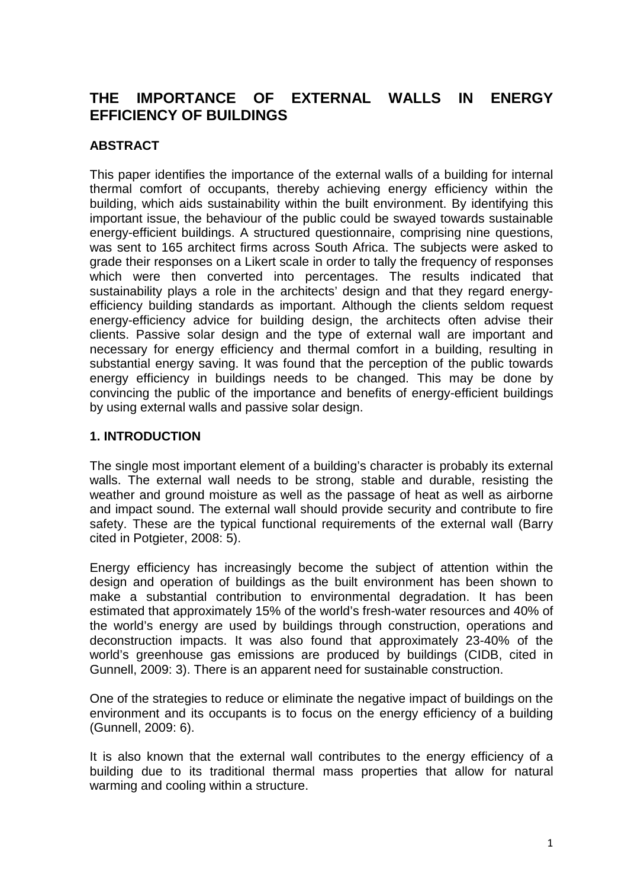# THE IMPORTANCE OF EXTERNAL WALLS IN ENERGY EFFICIENCY OF BUILDINGS

## ABSTRACT

This paper identifies the importance of the external walls of a building for internal thermal comfort of occupants, thereby achieving energy efficiency within the building, which aids sustainability within the built environment. By identifying this important issue, the behaviour of the public could be swayed towards sustainable energy-efficient buildings. A structured questionnaire, comprising nine questions, was sent to 165 architect firms across South Africa. The subjects were asked to grade their responses on a Likert scale in order to tally the frequency of responses which were then converted into percentages. The results indicated that sustainability plays a role in the architects' design and that they regard energy-efficiency building standards as important. Although the clients seldom request energy-efficiency advice for building design, the architects often advise their clients. Passive solar design and the type of external wall are important and necessary for energy efficiency and thermal comfort in a building, resulting in substantial energy saving. It was found that the perception of the public towards energy efficiency in buildings needs to be changed. This may be done by convincing the public of the importance and benefits of energy-efficient buildings by using external walls and passive solar design.

## 1. INTRODUCTION

The single most important element of a building's character is probably its external walls. The external wall needs to be strong, stable and durable, resisting the weather and ground moisture as well as the passage of heat as well as airborne and impact sound. The external wall should provide security and contribute to fire safety. These are the typical functional requirements of the external wall (Barry cited in Potgieter, 2008: 5).

Energy efficiency has increasingly become the subject of attention within the design and operation of buildings as the built environment has been shown to make a substantial contribution to environmental degradation. It has been estimated that approximately 15% of the world's fresh-water resources and 40% of the world's energy are used by buildings through construction, operations and deconstruction impacts. It was also found that approximately 23-40% of the world's greenhouse gas emissions are produced by buildings (CIDB, cited in Gunnell, 2009: 3). There is an apparent need for sustainable construction.

One of the strategies to reduce or eliminate the negative impact of buildings on the environment and its occupants is to focus on the energy efficiency of a building (Gunnell, 2009: 6).

It is also known that the external wall contributes to the energy efficiency of a building due to its traditional thermal mass properties that allow for natural warming and cooling within a structure.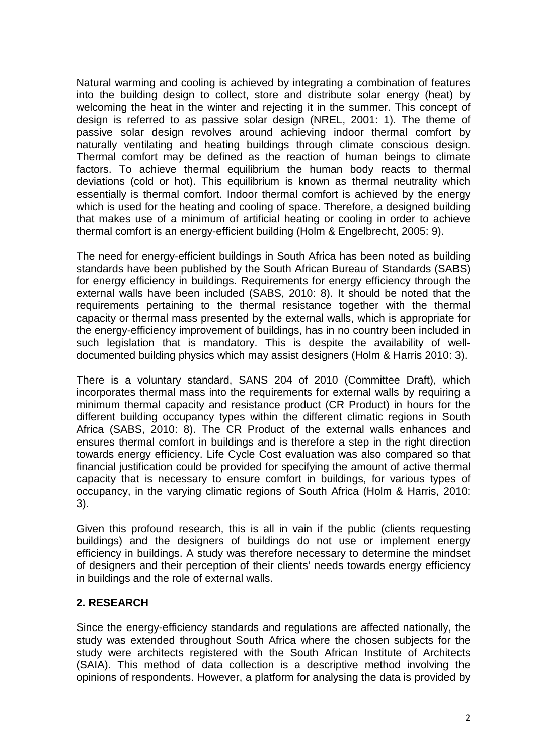Natural warming and cooling is achieved by integrating a combination of features into the building design to collect, store and distribute solar energy (heat) by welcoming the heat in the winter and rejecting it in the summer. This concept of design is referred to as passive solar design (NREL, 2001: 1). The theme of passive solar design revolves around achieving indoor thermal comfort by naturally ventilating and heating buildings through climate conscious design. Thermal comfort may be defined as the reaction of human beings to climate factors. To achieve thermal equilibrium the human body reacts to thermal deviations (cold or hot). This equilibrium is known as thermal neutrality which essentially is thermal comfort. Indoor thermal comfort is achieved by the energy which is used for the heating and cooling of space. Therefore, a designed building that makes use of a minimum of artificial heating or cooling in order to achieve thermal comfort is an energy-efficient building (Holm & Engelbrecht, 2005: 9).

The need for energy-efficient buildings in South Africa has been noted as building standards have been published by the South African Bureau of Standards (SABS) for energy efficiency in buildings. Requirements for energy efficiency through the external walls have been included (SABS, 2010: 8). It should be noted that the requirements pertaining to the thermal resistance together with the thermal capacity or thermal mass presented by the external walls, which is appropriate for the energy-efficiency improvement of buildings, has in no country been included in such legislation that is mandatory. This is despite the availability of well-documented building physics which may assist designers (Holm & Harris 2010: 3).

There is a voluntary standard, SANS 204 of 2010 (Committee Draft), which incorporates thermal mass into the requirements for external walls by requiring a minimum thermal capacity and resistance product (CR Product) in hours for the different building occupancy types within the different climatic regions in South Africa (SABS, 2010: 8). The CR Product of the external walls enhances and ensures thermal comfort in buildings and is therefore a step in the right direction towards energy efficiency. Life Cycle Cost evaluation was also compared so that financial justification could be provided for specifying the amount of active thermal capacity that is necessary to ensure comfort in buildings, for various types of occupancy, in the varying climatic regions of South Africa (Holm & Harris, 2010: 3).

Given this profound research, this is all in vain if the public (clients requesting buildings) and the designers of buildings do not use or implement energy efficiency in buildings. A study was therefore necessary to determine the mindset of designers and their perception of their clients' needs towards energy efficiency in buildings and the role of external walls.

## 2. RESEARCH

Since the energy-efficiency standards and regulations are affected nationally, the study was extended throughout South Africa where the chosen subjects for the study were architects registered with the South African Institute of Architects (SAIA). This method of data collection is a descriptive method involving the opinions of respondents. However, a platform for analysing the data is provided by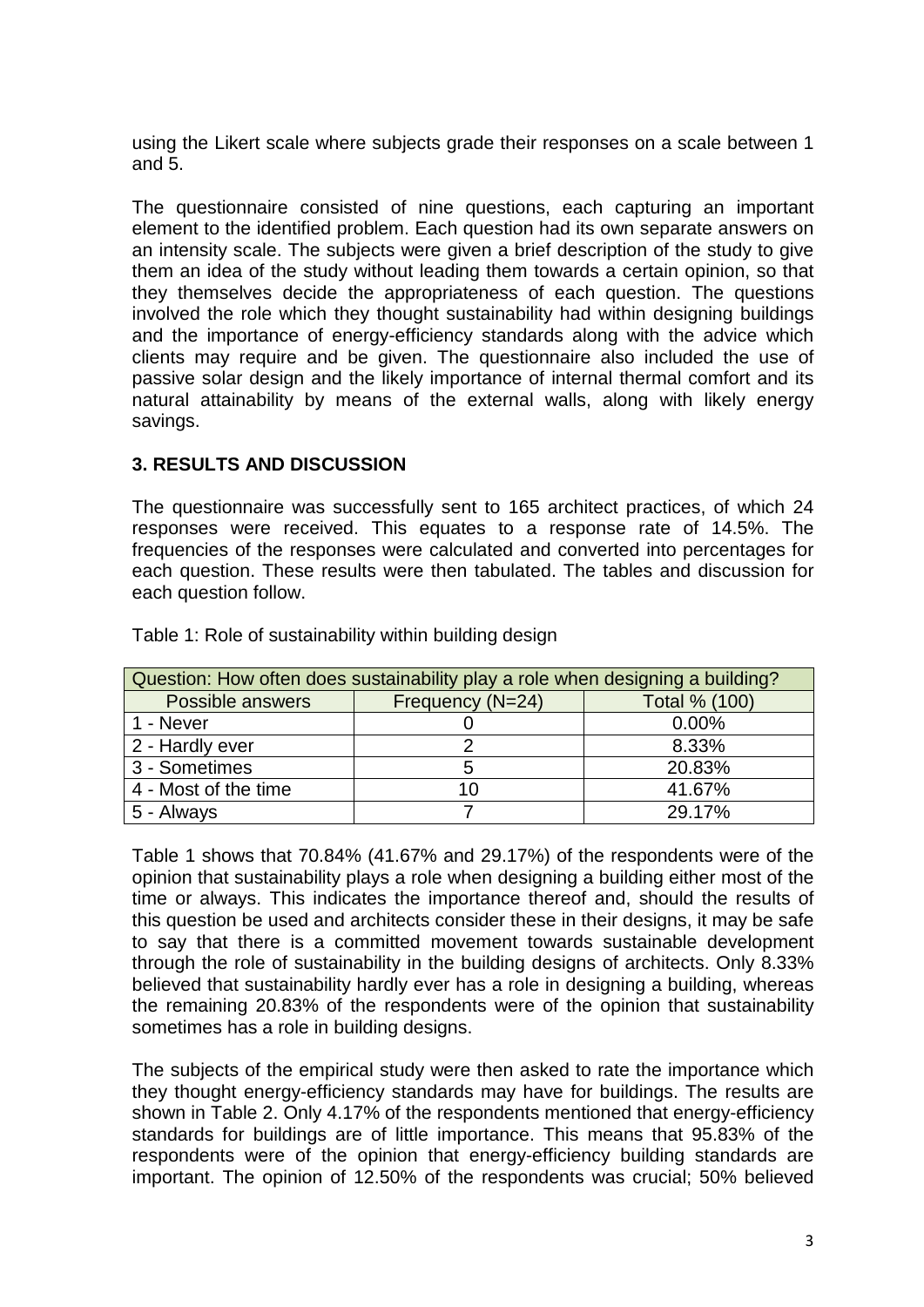using the Likert scale where subjects grade their responses on a scale between 1 and 5.

The questionnaire consisted of nine questions, each capturing an important element to the identified problem. Each question had its own separate answers on an intensity scale. The subjects were given a brief description of the study to give them an idea of the study without leading them towards a certain opinion, so that they themselves decide the appropriateness of each question. The questions involved the role which they thought sustainability had within designing buildings and the importance of energy-efficiency standards along with the advice which clients may require and be given. The questionnaire also included the use of passive solar design and the likely importance of internal thermal comfort and its natural attainability by means of the external walls, along with likely energy savings.

## 3. RESULTS AND DISCUSSION

The questionnaire was successfully sent to 165 architect practices, of which 24 responses were received. This equates to a response rate of 14.5%. The frequencies of the responses were calculated and converted into percentages for each question. These results were then tabulated. The tables and discussion for each question follow.

Table 1: Role of sustainability within building design

| Question: How often does sustainability play a role when designing a building? | | |
|---|---|---|
| Possible answers | Frequency (N=24) | Total % (100) |
| 1 - Never | 0 | 0.00% |
| 2 - Hardly ever | 2 | 8.33% |
| 3 - Sometimes | 5 | 20.83% |
| 4 - Most of the time | 10 | 41.67% |
| 5 - Always | 7 | 29.17% |

Table 1 shows that 70.84% (41.67% and 29.17%) of the respondents were of the opinion that sustainability plays a role when designing a building either most of the time or always. This indicates the importance thereof and, should the results of this question be used and architects consider these in their designs, it may be safe to say that there is a committed movement towards sustainable development through the role of sustainability in the building designs of architects. Only 8.33% believed that sustainability hardly ever has a role in designing a building, whereas the remaining 20.83% of the respondents were of the opinion that sustainability sometimes has a role in building designs.

The subjects of the empirical study were then asked to rate the importance which they thought energy-efficiency standards may have for buildings. The results are shown in Table 2. Only 4.17% of the respondents mentioned that energy-efficiency standards for buildings are of little importance. This means that 95.83% of the respondents were of the opinion that energy-efficiency building standards are important. The opinion of 12.50% of the respondents was crucial; 50% believed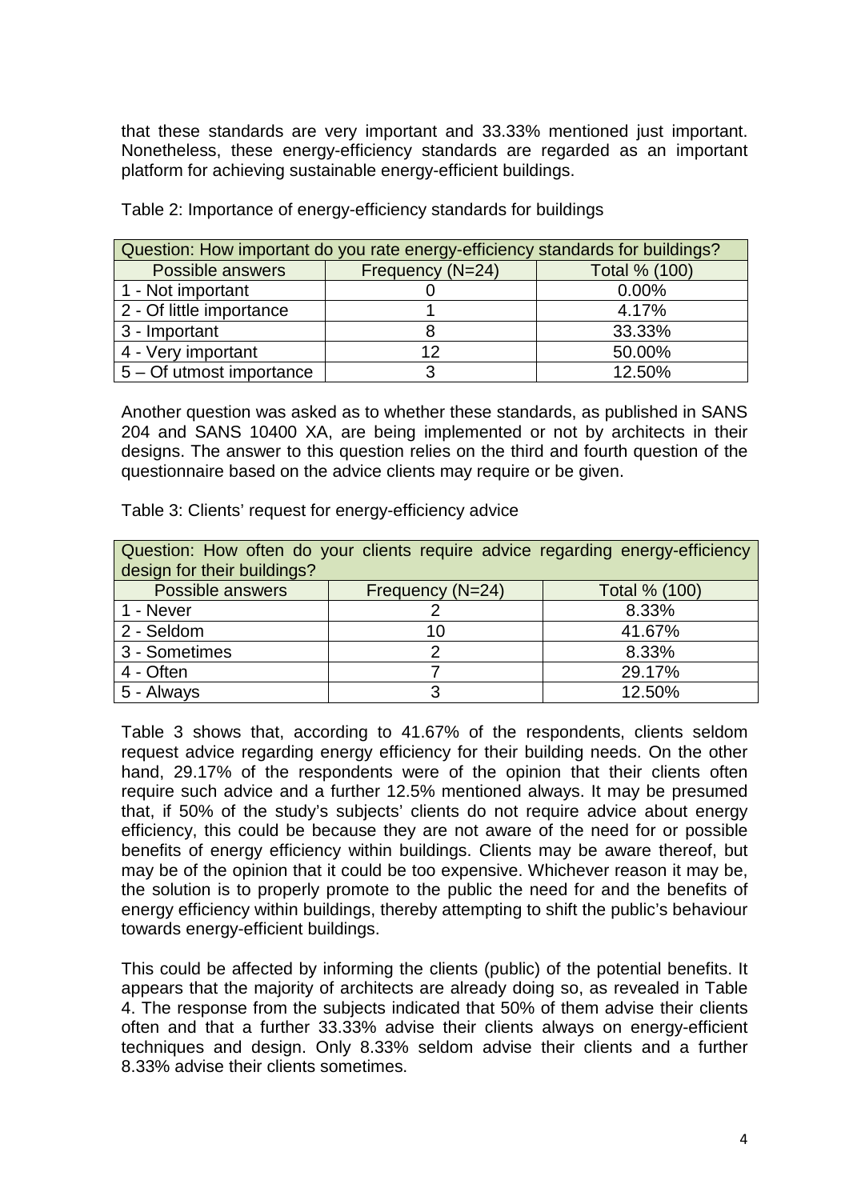that these standards are very important and 33.33% mentioned just important. Nonetheless, these energy-efficiency standards are regarded as an important platform for achieving sustainable energy-efficient buildings.

Table 2: Importance of energy-efficiency standards for buildings

| Question: How important do you rate energy-efficiency standards for buildings? | | |
|---|---|---|
| Possible answers | Frequency (N=24) | Total % (100) |
| 1 - Not important | 0 | 0.00% |
| 2 - Of little importance | 1 | 4.17% |
| 3 - Important | 8 | 33.33% |
| 4 - Very important | 12 | 50.00% |
| 5 – Of utmost importance | 3 | 12.50% |

Another question was asked as to whether these standards, as published in SANS 204 and SANS 10400 XA, are being implemented or not by architects in their designs. The answer to this question relies on the third and fourth question of the questionnaire based on the advice clients may require or be given.

Table 3: Clients' request for energy-efficiency advice

| Question: How often do your clients require advice regarding energy-efficiency design for their buildings? | | |
|---|---|---|
| Possible answers | Frequency (N=24) | Total % (100) |
| 1 - Never | 2 | 8.33% |
| 2 - Seldom | 10 | 41.67% |
| 3 - Sometimes | 2 | 8.33% |
| 4 - Often | 7 | 29.17% |
| 5 - Always | 3 | 12.50% |

Table 3 shows that, according to 41.67% of the respondents, clients seldom request advice regarding energy efficiency for their building needs. On the other hand, 29.17% of the respondents were of the opinion that their clients often require such advice and a further 12.5% mentioned always. It may be presumed that, if 50% of the study's subjects' clients do not require advice about energy efficiency, this could be because they are not aware of the need for or possible benefits of energy efficiency within buildings. Clients may be aware thereof, but may be of the opinion that it could be too expensive. Whichever reason it may be, the solution is to properly promote to the public the need for and the benefits of energy efficiency within buildings, thereby attempting to shift the public's behaviour towards energy-efficient buildings.

This could be affected by informing the clients (public) of the potential benefits. It appears that the majority of architects are already doing so, as revealed in Table 4. The response from the subjects indicated that 50% of them advise their clients often and that a further 33.33% advise their clients always on energy-efficient techniques and design. Only 8.33% seldom advise their clients and a further 8.33% advise their clients sometimes.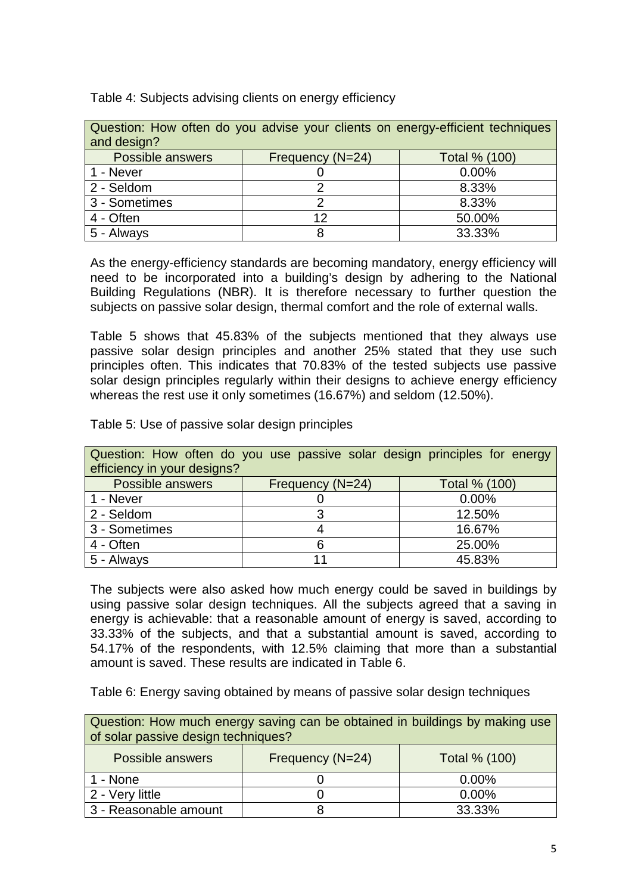Table 4: Subjects advising clients on energy efficiency

| Question: How often do you advise your clients on energy-efficient techniques and design? | | |
|---|---|---|
| Possible answers | Frequency (N=24) | Total % (100) |
| 1 - Never | 0 | 0.00% |
| 2 - Seldom | 2 | 8.33% |
| 3 - Sometimes | 2 | 8.33% |
| 4 - Often | 12 | 50.00% |
| 5 - Always | 8 | 33.33% |

As the energy-efficiency standards are becoming mandatory, energy efficiency will need to be incorporated into a building's design by adhering to the National Building Regulations (NBR). It is therefore necessary to further question the subjects on passive solar design, thermal comfort and the role of external walls.

Table 5 shows that 45.83% of the subjects mentioned that they always use passive solar design principles and another 25% stated that they use such principles often. This indicates that 70.83% of the tested subjects use passive solar design principles regularly within their designs to achieve energy efficiency whereas the rest use it only sometimes (16.67%) and seldom (12.50%).

Table 5: Use of passive solar design principles

| Question: How often do you use passive solar design principles for energy efficiency in your designs? | | |
|---|---|---|
| Possible answers | Frequency (N=24) | Total % (100) |
| 1 - Never | 0 | 0.00% |
| 2 - Seldom | 3 | 12.50% |
| 3 - Sometimes | 4 | 16.67% |
| 4 - Often | 6 | 25.00% |
| 5 - Always | 11 | 45.83% |

The subjects were also asked how much energy could be saved in buildings by using passive solar design techniques. All the subjects agreed that a saving in energy is achievable: that a reasonable amount of energy is saved, according to 33.33% of the subjects, and that a substantial amount is saved, according to 54.17% of the respondents, with 12.5% claiming that more than a substantial amount is saved. These results are indicated in Table 6.

Table 6: Energy saving obtained by means of passive solar design techniques

| Question: How much energy saving can be obtained in buildings by making use of solar passive design techniques? | | |
|---|---|---|
| Possible answers | Frequency (N=24) | Total % (100) |
| 1 - None | 0 | 0.00% |
| 2 - Very little | 0 | 0.00% |
| 3 - Reasonable amount | 8 | 33.33% |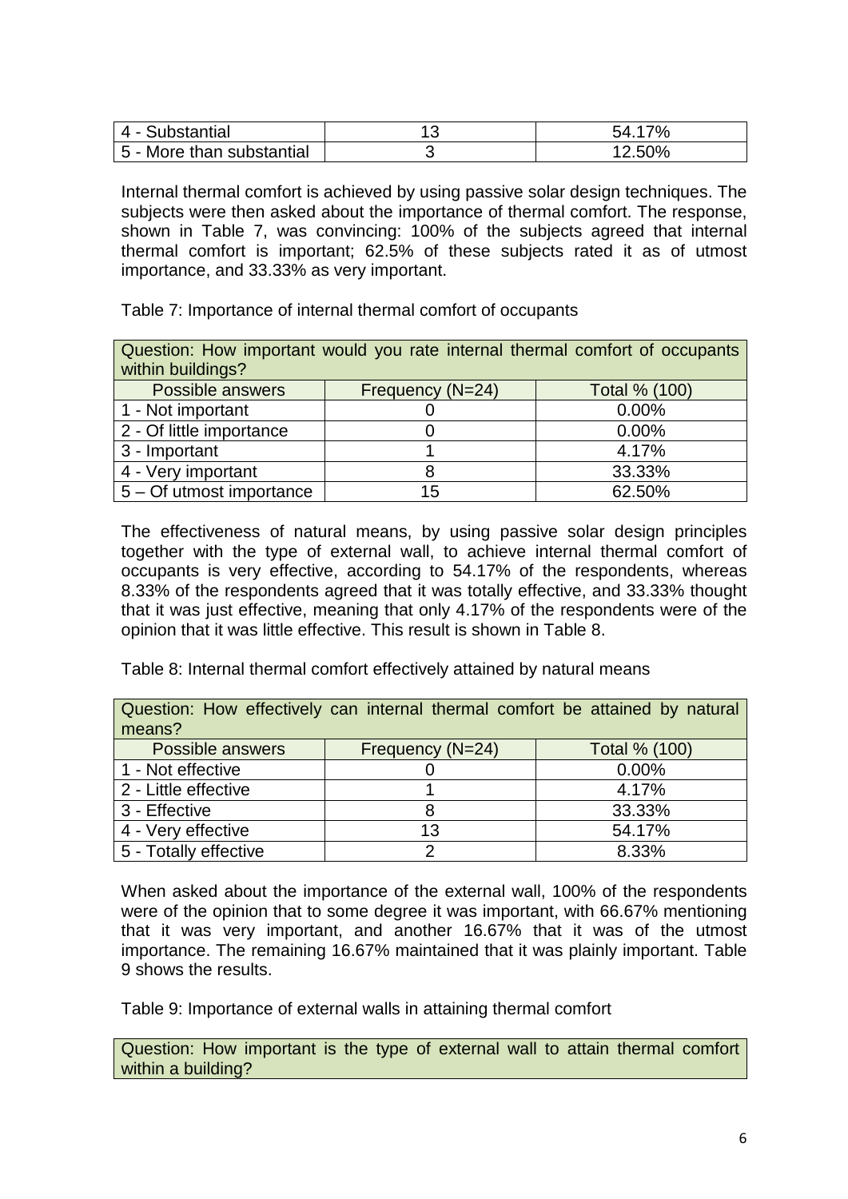| 4 - Substantial | 13 | 54.17% |
|---|---|---|
| 5 - More than substantial | 3 | 12.50% |

Internal thermal comfort is achieved by using passive solar design techniques. The subjects were then asked about the importance of thermal comfort. The response, shown in Table 7, was convincing: 100% of the subjects agreed that internal thermal comfort is important; 62.5% of these subjects rated it as of utmost importance, and 33.33% as very important.

Table 7: Importance of internal thermal comfort of occupants

| Question: How important would you rate internal thermal comfort of occupants within buildings? | | |
|---|---|---|
| Possible answers | Frequency (N=24) | Total % (100) |
| 1 - Not important | 0 | 0.00% |
| 2 - Of little importance | 0 | 0.00% |
| 3 - Important | 1 | 4.17% |
| 4 - Very important | 8 | 33.33% |
| 5 – Of utmost importance | 15 | 62.50% |

The effectiveness of natural means, by using passive solar design principles together with the type of external wall, to achieve internal thermal comfort of occupants is very effective, according to 54.17% of the respondents, whereas 8.33% of the respondents agreed that it was totally effective, and 33.33% thought that it was just effective, meaning that only 4.17% of the respondents were of the opinion that it was little effective. This result is shown in Table 8.

Table 8: Internal thermal comfort effectively attained by natural means

| Question: How effectively can internal thermal comfort be attained by natural means? | | |
|---|---|---|
| Possible answers | Frequency (N=24) | Total % (100) |
| 1 - Not effective | 0 | 0.00% |
| 2 - Little effective | 1 | 4.17% |
| 3 - Effective | 8 | 33.33% |
| 4 - Very effective | 13 | 54.17% |
| 5 - Totally effective | 2 | 8.33% |

When asked about the importance of the external wall, 100% of the respondents were of the opinion that to some degree it was important, with 66.67% mentioning that it was very important, and another 16.67% that it was of the utmost importance. The remaining 16.67% maintained that it was plainly important. Table 9 shows the results.

Table 9: Importance of external walls in attaining thermal comfort

| Question: How important is the type of external wall to attain thermal comfort within a building? |
|---|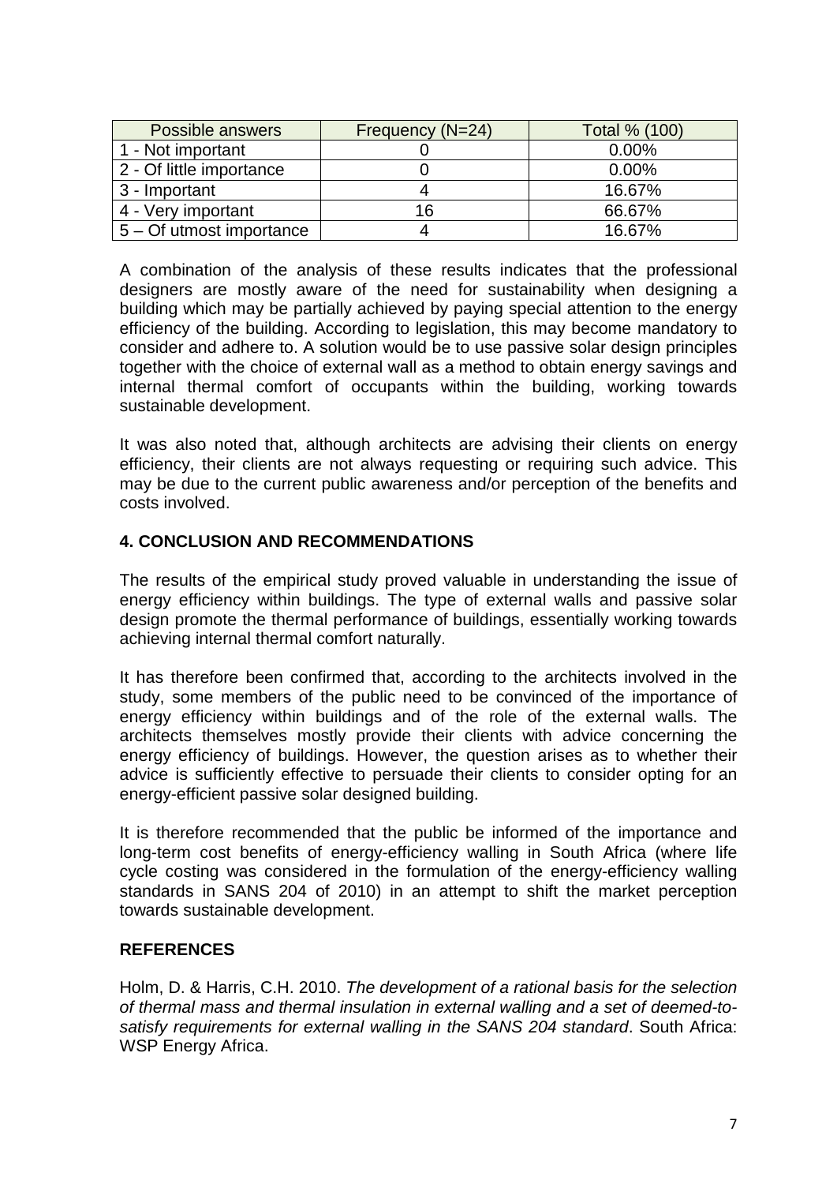| Possible answers | Frequency (N=24) | Total % (100) |
| --- | --- | --- |
| 1 - Not important | 0 | 0.00% |
| 2 - Of little importance | 0 | 0.00% |
| 3 - Important | 4 | 16.67% |
| 4 - Very important | 16 | 66.67% |
| 5 – Of utmost importance | 4 | 16.67% |

A combination of the analysis of these results indicates that the professional designers are mostly aware of the need for sustainability when designing a building which may be partially achieved by paying special attention to the energy efficiency of the building. According to legislation, this may become mandatory to consider and adhere to. A solution would be to use passive solar design principles together with the choice of external wall as a method to obtain energy savings and internal thermal comfort of occupants within the building, working towards sustainable development.

It was also noted that, although architects are advising their clients on energy efficiency, their clients are not always requesting or requiring such advice. This may be due to the current public awareness and/or perception of the benefits and costs involved.

## 4. CONCLUSION AND RECOMMENDATIONS

The results of the empirical study proved valuable in understanding the issue of energy efficiency within buildings. The type of external walls and passive solar design promote the thermal performance of buildings, essentially working towards achieving internal thermal comfort naturally.

It has therefore been confirmed that, according to the architects involved in the study, some members of the public need to be convinced of the importance of energy efficiency within buildings and of the role of the external walls. The architects themselves mostly provide their clients with advice concerning the energy efficiency of buildings. However, the question arises as to whether their advice is sufficiently effective to persuade their clients to consider opting for an energy-efficient passive solar designed building.

It is therefore recommended that the public be informed of the importance and long-term cost benefits of energy-efficiency walling in South Africa (where life cycle costing was considered in the formulation of the energy-efficiency walling standards in SANS 204 of 2010) in an attempt to shift the market perception towards sustainable development.

## REFERENCES

Holm, D. & Harris, C.H. 2010. *The development of a rational basis for the selection of thermal mass and thermal insulation in external walling and a set of deemed-to-satisfy requirements for external walling in the SANS 204 standard*. South Africa: WSP Energy Africa.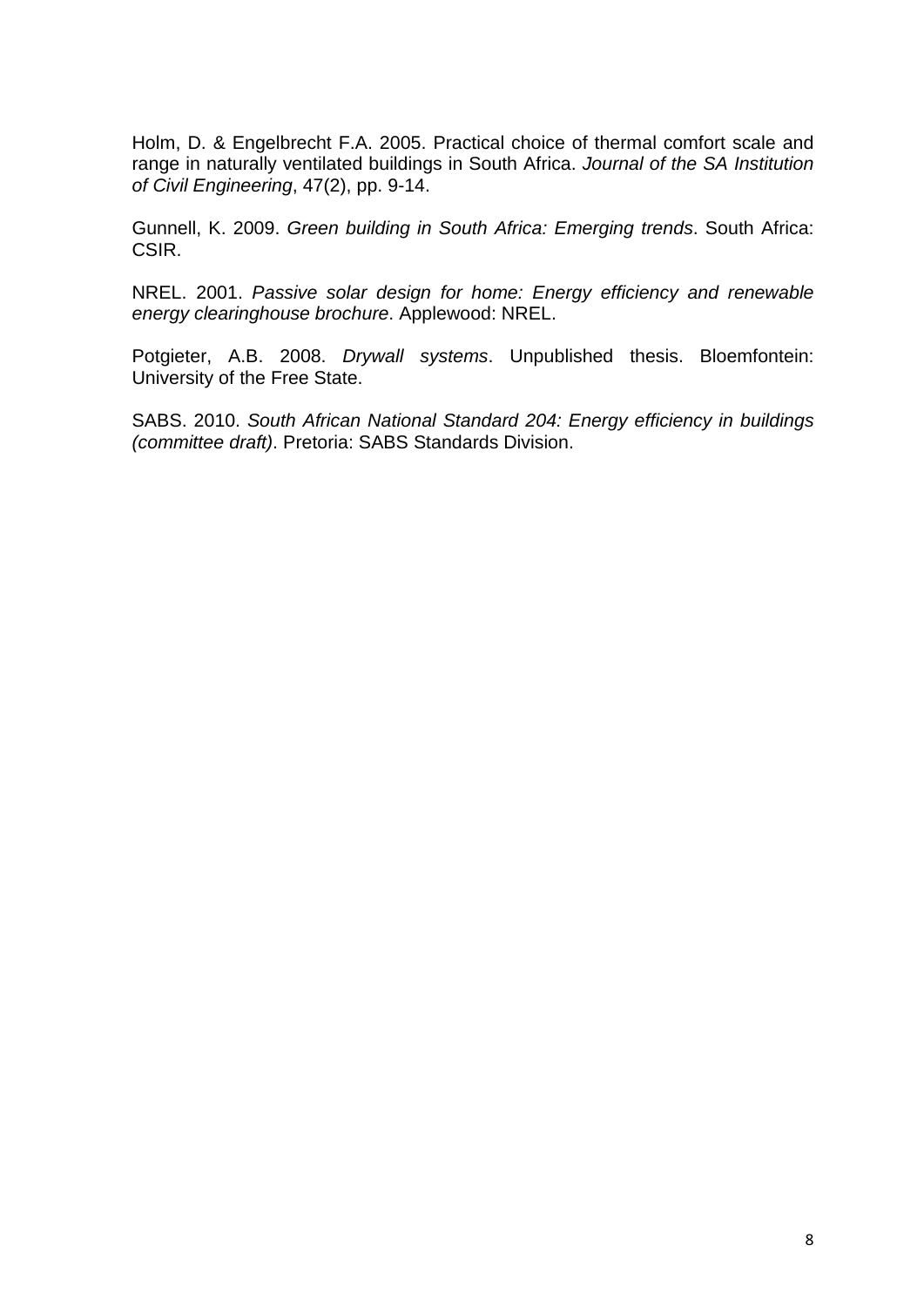Holm, D. & Engelbrecht F.A. 2005. Practical choice of thermal comfort scale and range in naturally ventilated buildings in South Africa. *Journal of the SA Institution of Civil Engineering*, 47(2), pp. 9-14.

Gunnell, K. 2009. *Green building in South Africa: Emerging trends*. South Africa: CSIR.

NREL. 2001. *Passive solar design for home: Energy efficiency and renewable energy clearinghouse brochure*. Applewood: NREL.

Potgieter, A.B. 2008. *Drywall systems*. Unpublished thesis. Bloemfontein: University of the Free State.

SABS. 2010. *South African National Standard 204: Energy efficiency in buildings (committee draft)*. Pretoria: SABS Standards Division.